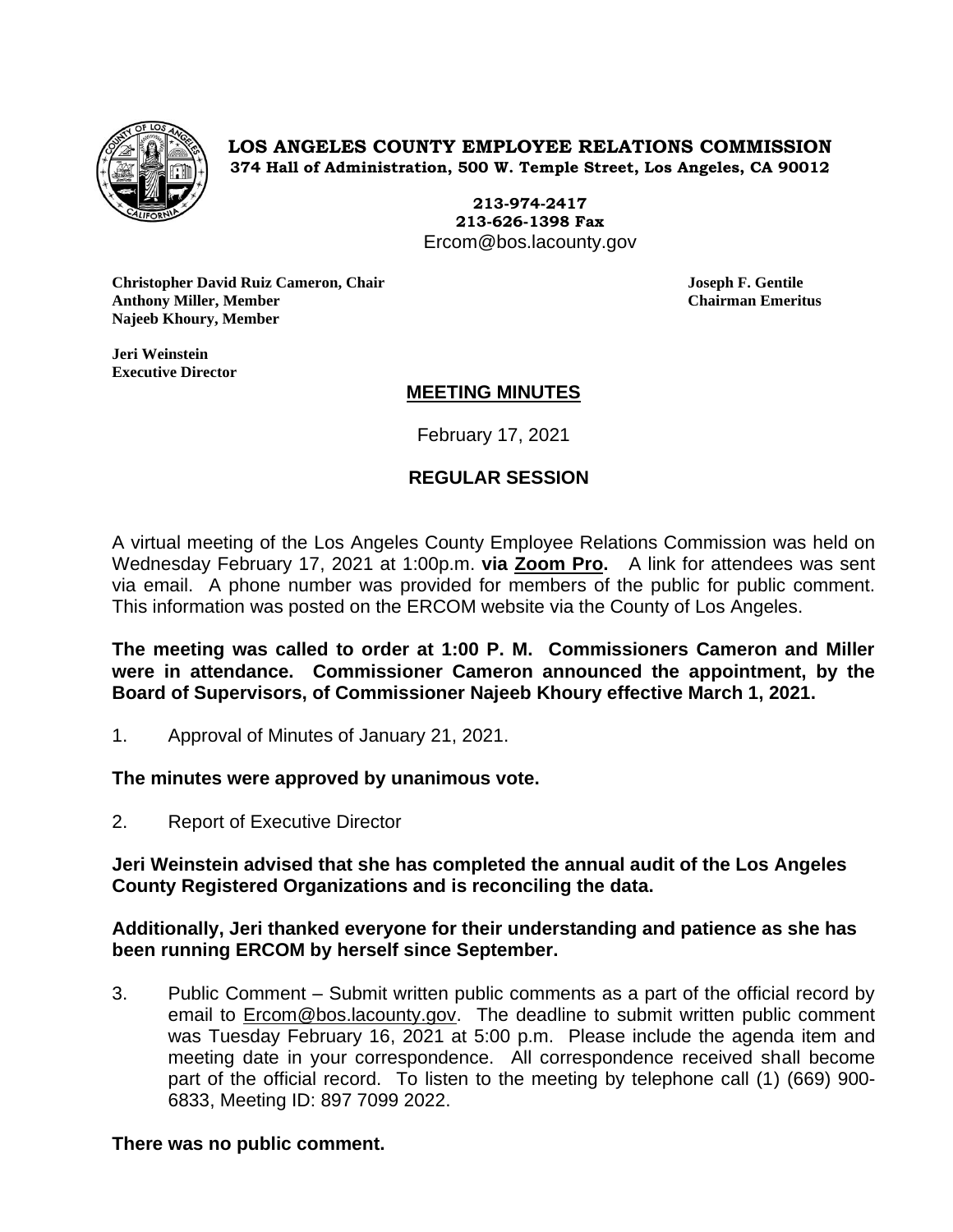**LOS ANGELES COUNTY EMPLOYEE RELATIONS COMMISSION**
**374 Hall of Administration, 500 W. Temple Street, Los Angeles, CA 90012**

**213-974-2417**
**213-626-1398 Fax**
Ercom@bos.lacounty.gov

**Christopher David Ruiz Cameron, Chair**
**Anthony Miller, Member**
**Najeeb Khoury, Member**

**Joseph F. Gentile**
**Chairman Emeritus**

**Jeri Weinstein**
**Executive Director**

## MEETING MINUTES

February 17, 2021

### REGULAR SESSION

A virtual meeting of the Los Angeles County Employee Relations Commission was held on Wednesday February 17, 2021 at 1:00p.m. **via Zoom Pro.** A link for attendees was sent via email. A phone number was provided for members of the public for public comment. This information was posted on the ERCOM website via the County of Los Angeles.

**The meeting was called to order at 1:00 P. M. Commissioners Cameron and Miller were in attendance. Commissioner Cameron announced the appointment, by the Board of Supervisors, of Commissioner Najeeb Khoury effective March 1, 2021.**

1. Approval of Minutes of January 21, 2021.

**The minutes were approved by unanimous vote.**

2. Report of Executive Director

**Jeri Weinstein advised that she has completed the annual audit of the Los Angeles County Registered Organizations and is reconciling the data.**

**Additionally, Jeri thanked everyone for their understanding and patience as she has been running ERCOM by herself since September.**

3. Public Comment – Submit written public comments as a part of the official record by email to Ercom@bos.lacounty.gov. The deadline to submit written public comment was Tuesday February 16, 2021 at 5:00 p.m. Please include the agenda item and meeting date in your correspondence. All correspondence received shall become part of the official record. To listen to the meeting by telephone call (1) (669) 900-6833, Meeting ID: 897 7099 2022.

**There was no public comment.**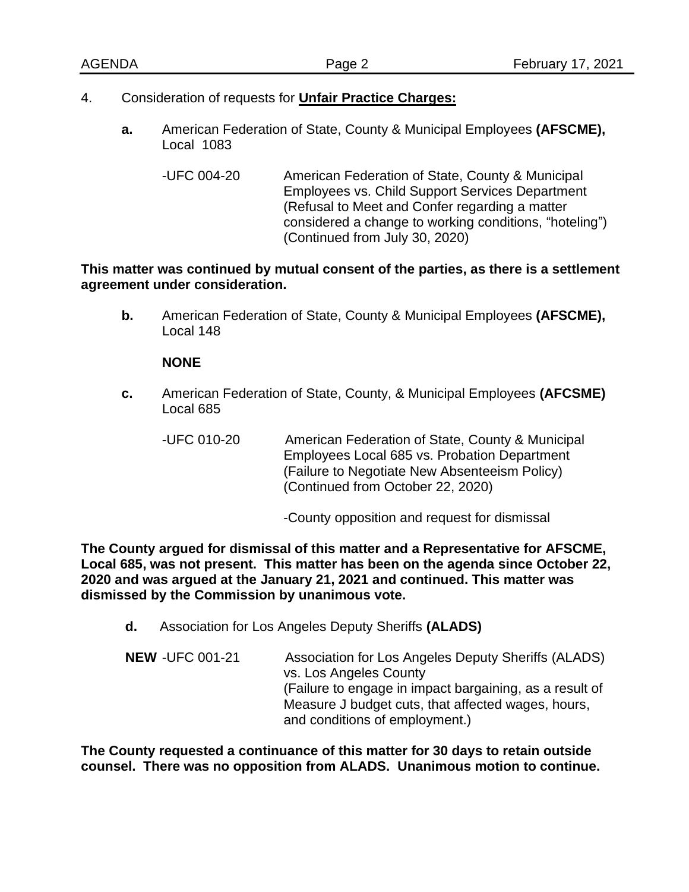4. Consideration of requests for **<u>Unfair Practice Charges:</u>**

   **a.** American Federation of State, County & Municipal Employees **(AFSCME),** Local 1083

   -UFC 004-20 American Federation of State, County & Municipal Employees vs. Child Support Services Department (Refusal to Meet and Confer regarding a matter considered a change to working conditions, "hoteling") (Continued from July 30, 2020)

**This matter was continued by mutual consent of the parties, as there is a settlement agreement under consideration.**

   **b.** American Federation of State, County & Municipal Employees **(AFSCME),** Local 148

   **NONE**

   **c.** American Federation of State, County, & Municipal Employees **(AFCSME)** Local 685

   -UFC 010-20 American Federation of State, County & Municipal Employees Local 685 vs. Probation Department (Failure to Negotiate New Absenteeism Policy) (Continued from October 22, 2020)

   -County opposition and request for dismissal

**The County argued for dismissal of this matter and a Representative for AFSCME, Local 685, was not present. This matter has been on the agenda since October 22, 2020 and was argued at the January 21, 2021 and continued. This matter was dismissed by the Commission by unanimous vote.**

   **d.** Association for Los Angeles Deputy Sheriffs **(ALADS)**

   **NEW** -UFC 001-21 Association for Los Angeles Deputy Sheriffs (ALADS) vs. Los Angeles County (Failure to engage in impact bargaining, as a result of Measure J budget cuts, that affected wages, hours, and conditions of employment.)

**The County requested a continuance of this matter for 30 days to retain outside counsel. There was no opposition from ALADS. Unanimous motion to continue.**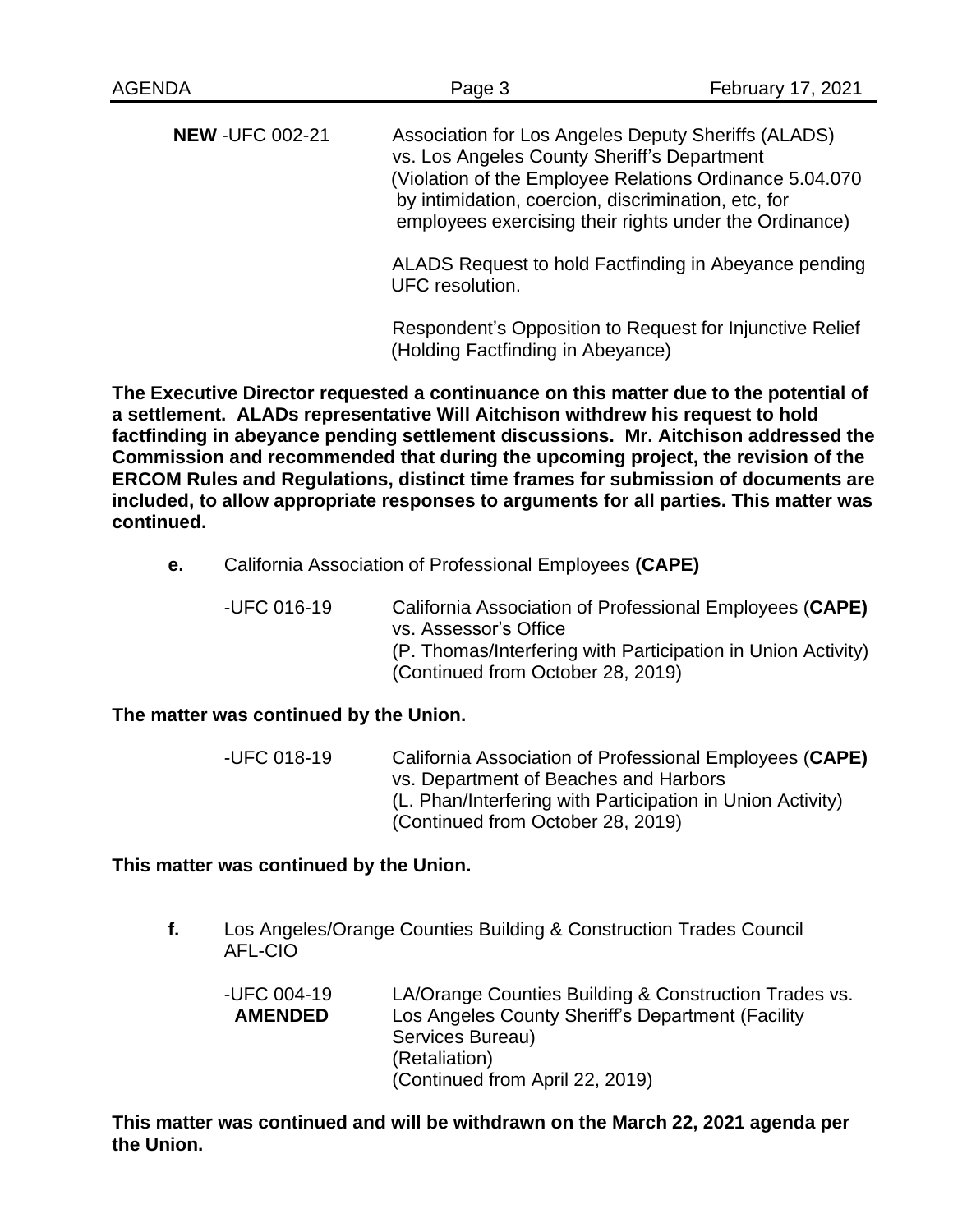**NEW** -UFC 002-21 Association for Los Angeles Deputy Sheriffs (ALADS) vs. Los Angeles County Sheriff's Department (Violation of the Employee Relations Ordinance 5.04.070 by intimidation, coercion, discrimination, etc, for employees exercising their rights under the Ordinance)

ALADS Request to hold Factfinding in Abeyance pending UFC resolution.

Respondent's Opposition to Request for Injunctive Relief (Holding Factfinding in Abeyance)

**The Executive Director requested a continuance on this matter due to the potential of a settlement. ALADs representative Will Aitchison withdrew his request to hold factfinding in abeyance pending settlement discussions. Mr. Aitchison addressed the Commission and recommended that during the upcoming project, the revision of the ERCOM Rules and Regulations, distinct time frames for submission of documents are included, to allow appropriate responses to arguments for all parties. This matter was continued.**

**e.** California Association of Professional Employees **(CAPE)**

-UFC 016-19 California Association of Professional Employees (**CAPE)** vs. Assessor's Office (P. Thomas/Interfering with Participation in Union Activity) (Continued from October 28, 2019)

**The matter was continued by the Union.**

-UFC 018-19 California Association of Professional Employees (**CAPE)** vs. Department of Beaches and Harbors (L. Phan/Interfering with Participation in Union Activity) (Continued from October 28, 2019)

**This matter was continued by the Union.**

**f.** Los Angeles/Orange Counties Building & Construction Trades Council AFL-CIO

-UFC 004-19 **AMENDED** LA/Orange Counties Building & Construction Trades vs. Los Angeles County Sheriff's Department (Facility Services Bureau) (Retaliation) (Continued from April 22, 2019)

**This matter was continued and will be withdrawn on the March 22, 2021 agenda per the Union.**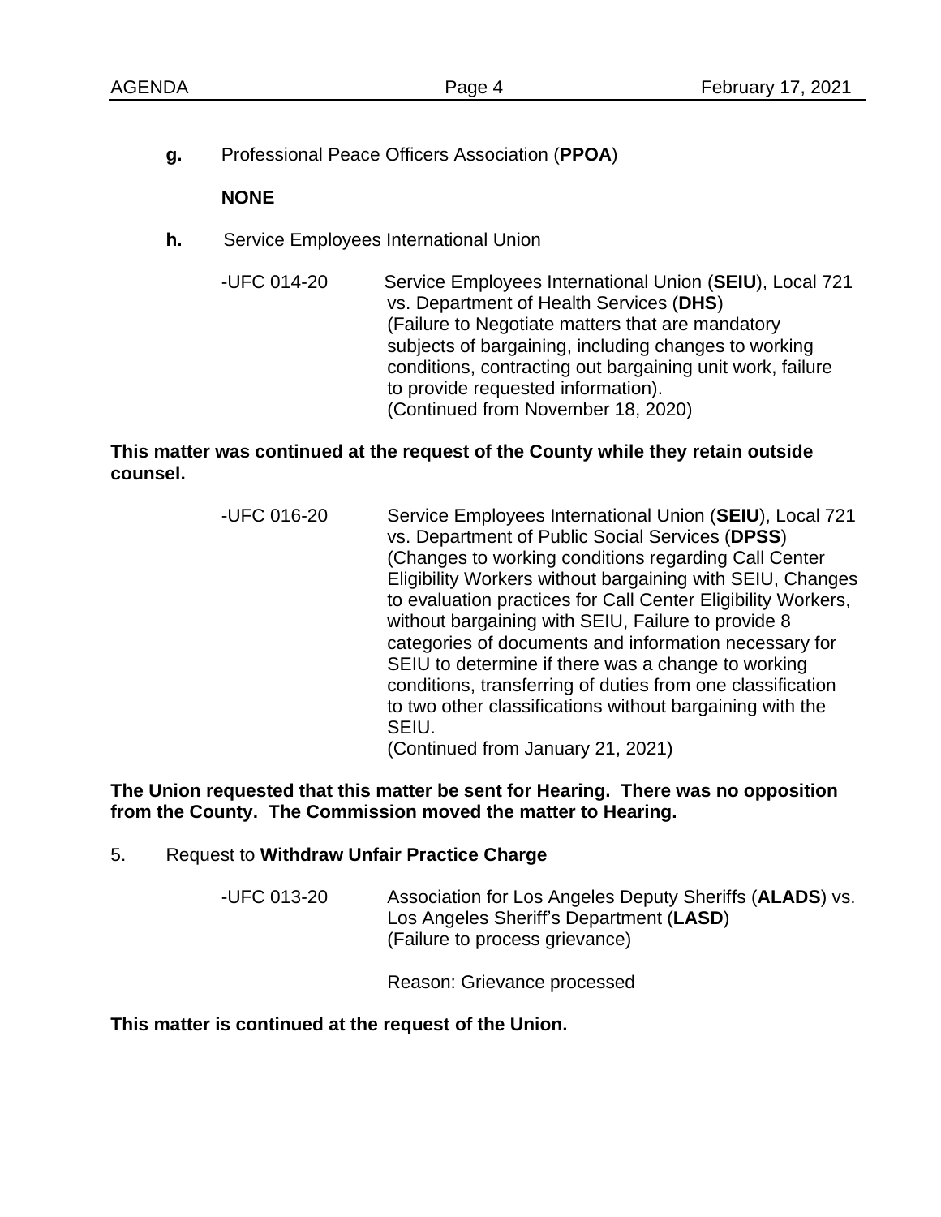**g.** Professional Peace Officers Association (**PPOA**)

**NONE**

**h.** Service Employees International Union

-UFC 014-20 Service Employees International Union (**SEIU**), Local 721 vs. Department of Health Services (**DHS**) (Failure to Negotiate matters that are mandatory subjects of bargaining, including changes to working conditions, contracting out bargaining unit work, failure to provide requested information). (Continued from November 18, 2020)

**This matter was continued at the request of the County while they retain outside counsel.**

-UFC 016-20 Service Employees International Union (**SEIU**), Local 721 vs. Department of Public Social Services (**DPSS**) (Changes to working conditions regarding Call Center Eligibility Workers without bargaining with SEIU, Changes to evaluation practices for Call Center Eligibility Workers, without bargaining with SEIU, Failure to provide 8 categories of documents and information necessary for SEIU to determine if there was a change to working conditions, transferring of duties from one classification to two other classifications without bargaining with the SEIU. (Continued from January 21, 2021)

**The Union requested that this matter be sent for Hearing. There was no opposition from the County. The Commission moved the matter to Hearing.**

5. Request to **Withdraw Unfair Practice Charge**

-UFC 013-20 Association for Los Angeles Deputy Sheriffs (**ALADS**) vs. Los Angeles Sheriff's Department (**LASD**) (Failure to process grievance)

Reason: Grievance processed

**This matter is continued at the request of the Union.**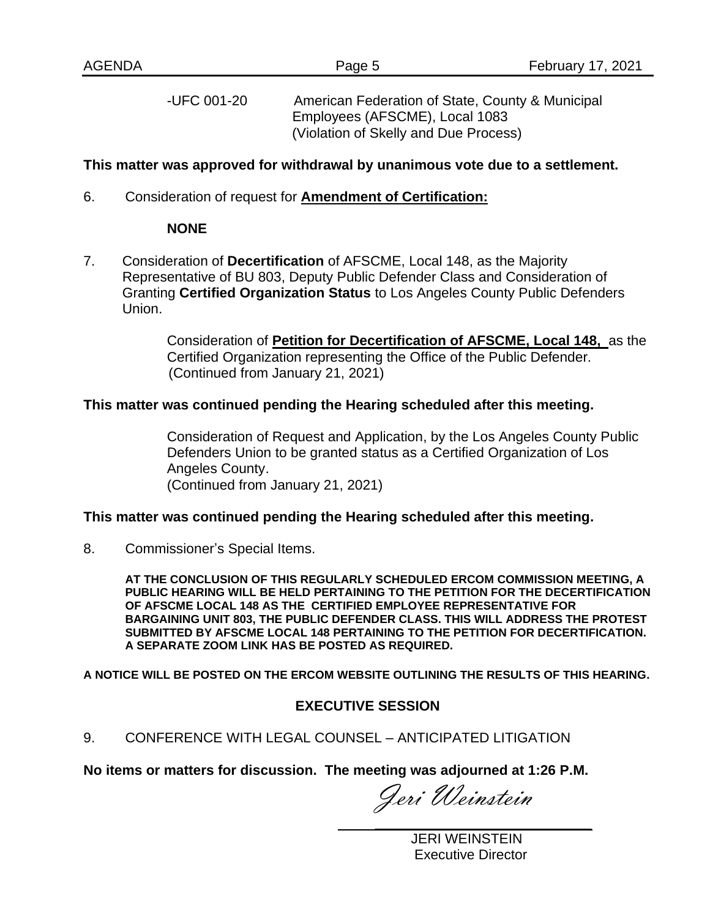-UFC 001-20 American Federation of State, County & Municipal Employees (AFSCME), Local 1083
(Violation of Skelly and Due Process)

**This matter was approved for withdrawal by unanimous vote due to a settlement.**

6. Consideration of request for **Amendment of Certification:**

   **NONE**

7. Consideration of **Decertification** of AFSCME, Local 148, as the Majority Representative of BU 803, Deputy Public Defender Class and Consideration of Granting **Certified Organization Status** to Los Angeles County Public Defenders Union.

   Consideration of **Petition for Decertification of AFSCME, Local 148,** as the Certified Organization representing the Office of the Public Defender.
   (Continued from January 21, 2021)

**This matter was continued pending the Hearing scheduled after this meeting.**

   Consideration of Request and Application, by the Los Angeles County Public Defenders Union to be granted status as a Certified Organization of Los Angeles County.
   (Continued from January 21, 2021)

**This matter was continued pending the Hearing scheduled after this meeting.**

8. Commissioner's Special Items.

   **AT THE CONCLUSION OF THIS REGULARLY SCHEDULED ERCOM COMMISSION MEETING, A PUBLIC HEARING WILL BE HELD PERTAINING TO THE PETITION FOR THE DECERTIFICATION OF AFSCME LOCAL 148 AS THE CERTIFIED EMPLOYEE REPRESENTATIVE FOR BARGAINING UNIT 803, THE PUBLIC DEFENDER CLASS. THIS WILL ADDRESS THE PROTEST SUBMITTED BY AFSCME LOCAL 148 PERTAINING TO THE PETITION FOR DECERTIFICATION. A SEPARATE ZOOM LINK HAS BE POSTED AS REQUIRED.**

**A NOTICE WILL BE POSTED ON THE ERCOM WEBSITE OUTLINING THE RESULTS OF THIS HEARING.**

## EXECUTIVE SESSION

9. CONFERENCE WITH LEGAL COUNSEL – ANTICIPATED LITIGATION

**No items or matters for discussion. The meeting was adjourned at 1:26 P.M.**

*Jeri Weinstein*

JERI WEINSTEIN
Executive Director